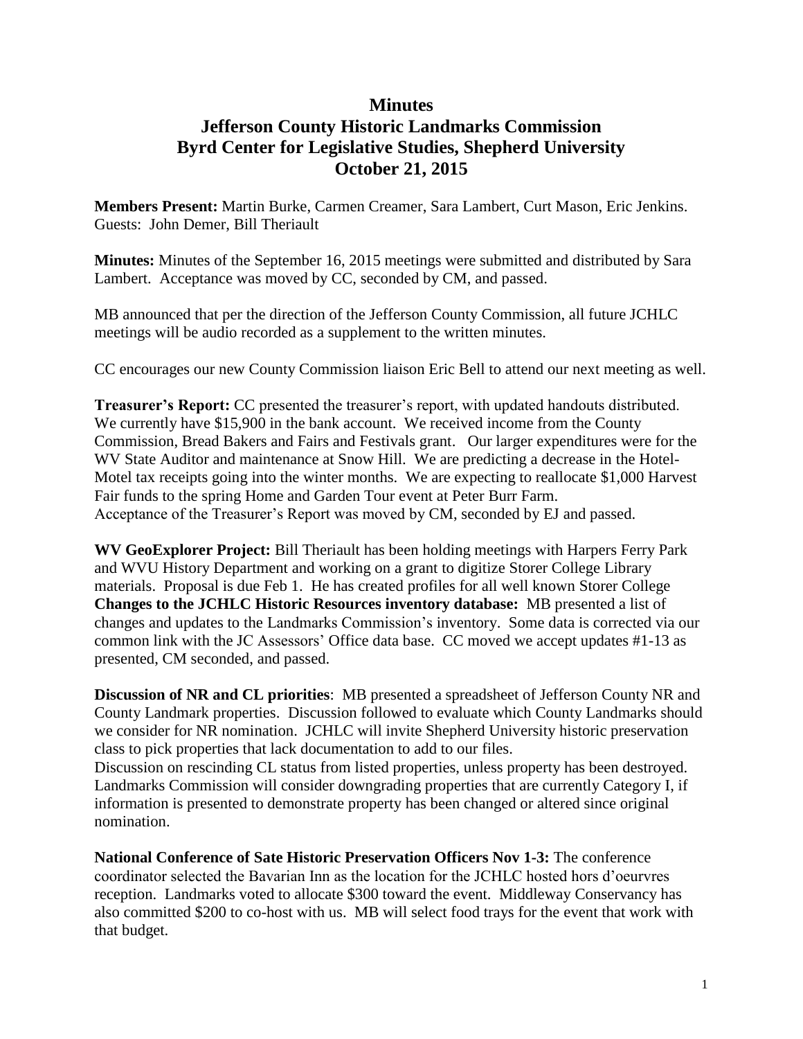# Minutes
# Jefferson County Historic Landmarks Commission
# Byrd Center for Legislative Studies, Shepherd University
# October 21, 2015

**Members Present:** Martin Burke, Carmen Creamer, Sara Lambert, Curt Mason, Eric Jenkins. Guests: John Demer, Bill Theriault

**Minutes:** Minutes of the September 16, 2015 meetings were submitted and distributed by Sara Lambert. Acceptance was moved by CC, seconded by CM, and passed.

MB announced that per the direction of the Jefferson County Commission, all future JCHLC meetings will be audio recorded as a supplement to the written minutes.

CC encourages our new County Commission liaison Eric Bell to attend our next meeting as well.

**Treasurer's Report:** CC presented the treasurer's report, with updated handouts distributed. We currently have $15,900 in the bank account. We received income from the County Commission, Bread Bakers and Fairs and Festivals grant. Our larger expenditures were for the WV State Auditor and maintenance at Snow Hill. We are predicting a decrease in the Hotel-Motel tax receipts going into the winter months. We are expecting to reallocate $1,000 Harvest Fair funds to the spring Home and Garden Tour event at Peter Burr Farm.
Acceptance of the Treasurer's Report was moved by CM, seconded by EJ and passed.

**WV GeoExplorer Project:** Bill Theriault has been holding meetings with Harpers Ferry Park and WVU History Department and working on a grant to digitize Storer College Library materials. Proposal is due Feb 1. He has created profiles for all well known Storer College
**Changes to the JCHLC Historic Resources inventory database:** MB presented a list of changes and updates to the Landmarks Commission's inventory. Some data is corrected via our common link with the JC Assessors' Office data base. CC moved we accept updates #1-13 as presented, CM seconded, and passed.

**Discussion of NR and CL priorities**: MB presented a spreadsheet of Jefferson County NR and County Landmark properties. Discussion followed to evaluate which County Landmarks should we consider for NR nomination. JCHLC will invite Shepherd University historic preservation class to pick properties that lack documentation to add to our files.
Discussion on rescinding CL status from listed properties, unless property has been destroyed. Landmarks Commission will consider downgrading properties that are currently Category I, if information is presented to demonstrate property has been changed or altered since original nomination.

**National Conference of Sate Historic Preservation Officers Nov 1-3:** The conference coordinator selected the Bavarian Inn as the location for the JCHLC hosted hors d'oeurvres reception. Landmarks voted to allocate $300 toward the event. Middleway Conservancy has also committed $200 to co-host with us. MB will select food trays for the event that work with that budget.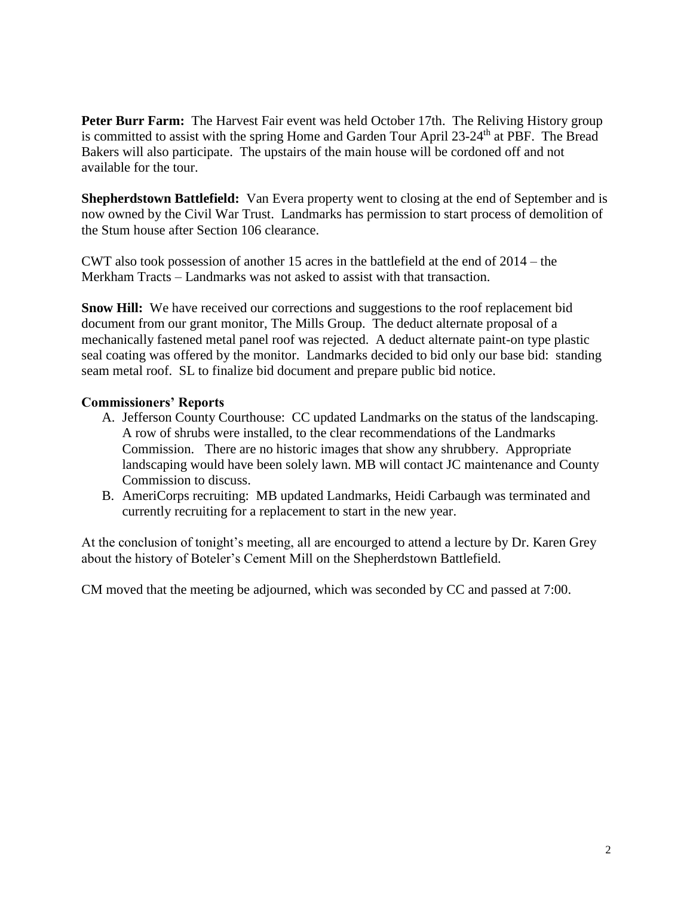**Peter Burr Farm:** The Harvest Fair event was held October 17th. The Reliving History group is committed to assist with the spring Home and Garden Tour April 23-24th at PBF. The Bread Bakers will also participate. The upstairs of the main house will be cordoned off and not available for the tour.

**Shepherdstown Battlefield:** Van Evera property went to closing at the end of September and is now owned by the Civil War Trust. Landmarks has permission to start process of demolition of the Stum house after Section 106 clearance.

CWT also took possession of another 15 acres in the battlefield at the end of 2014 – the Merkham Tracts – Landmarks was not asked to assist with that transaction.

**Snow Hill:** We have received our corrections and suggestions to the roof replacement bid document from our grant monitor, The Mills Group. The deduct alternate proposal of a mechanically fastened metal panel roof was rejected. A deduct alternate paint-on type plastic seal coating was offered by the monitor. Landmarks decided to bid only our base bid: standing seam metal roof. SL to finalize bid document and prepare public bid notice.

**Commissioners' Reports**

A. Jefferson County Courthouse: CC updated Landmarks on the status of the landscaping. A row of shrubs were installed, to the clear recommendations of the Landmarks Commission. There are no historic images that show any shrubbery. Appropriate landscaping would have been solely lawn. MB will contact JC maintenance and County Commission to discuss.
B. AmeriCorps recruiting: MB updated Landmarks, Heidi Carbaugh was terminated and currently recruiting for a replacement to start in the new year.

At the conclusion of tonight's meeting, all are encourged to attend a lecture by Dr. Karen Grey about the history of Boteler's Cement Mill on the Shepherdstown Battlefield.

CM moved that the meeting be adjourned, which was seconded by CC and passed at 7:00.